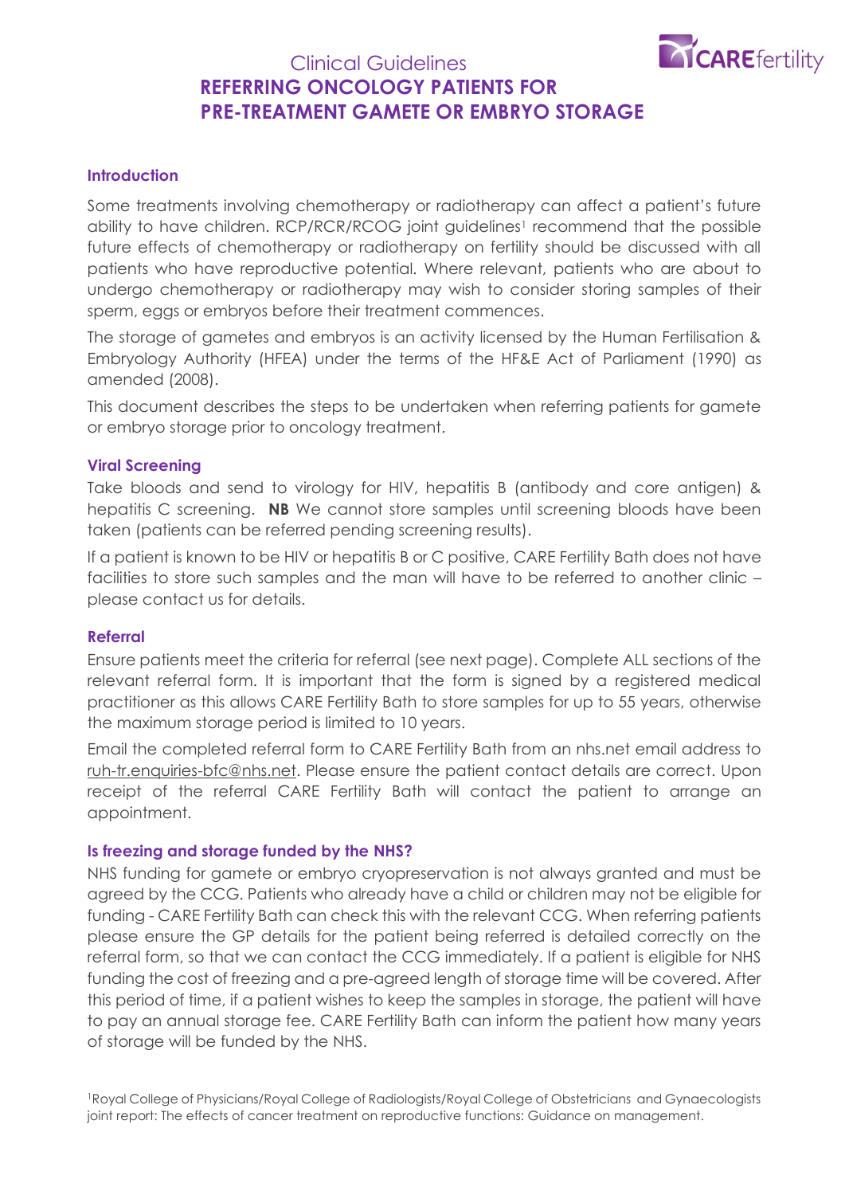Clinical Guidelines

# REFERRING ONCOLOGY PATIENTS FOR PRE-TREATMENT GAMETE OR EMBRYO STORAGE

## Introduction

Some treatments involving chemotherapy or radiotherapy can affect a patient's future ability to have children. RCP/RCR/RCOG joint guidelines[1] recommend that the possible future effects of chemotherapy or radiotherapy on fertility should be discussed with all patients who have reproductive potential. Where relevant, patients who are about to undergo chemotherapy or radiotherapy may wish to consider storing samples of their sperm, eggs or embryos before their treatment commences.

The storage of gametes and embryos is an activity licensed by the Human Fertilisation & Embryology Authority (HFEA) under the terms of the HF&E Act of Parliament (1990) as amended (2008).

This document describes the steps to be undertaken when referring patients for gamete or embryo storage prior to oncology treatment.

## Viral Screening

Take bloods and send to virology for HIV, hepatitis B (antibody and core antigen) & hepatitis C screening. **NB** We cannot store samples until screening bloods have been taken (patients can be referred pending screening results).

If a patient is known to be HIV or hepatitis B or C positive, CARE Fertility Bath does not have facilities to store such samples and the man will have to be referred to another clinic – please contact us for details.

## Referral

Ensure patients meet the criteria for referral (see next page). Complete ALL sections of the relevant referral form. It is important that the form is signed by a registered medical practitioner as this allows CARE Fertility Bath to store samples for up to 55 years, otherwise the maximum storage period is limited to 10 years.

Email the completed referral form to CARE Fertility Bath from an nhs.net email address to ruh-tr.enquiries-bfc@nhs.net. Please ensure the patient contact details are correct. Upon receipt of the referral CARE Fertility Bath will contact the patient to arrange an appointment.

## Is freezing and storage funded by the NHS?

NHS funding for gamete or embryo cryopreservation is not always granted and must be agreed by the CCG. Patients who already have a child or children may not be eligible for funding - CARE Fertility Bath can check this with the relevant CCG. When referring patients please ensure the GP details for the patient being referred is detailed correctly on the referral form, so that we can contact the CCG immediately. If a patient is eligible for NHS funding the cost of freezing and a pre-agreed length of storage time will be covered. After this period of time, if a patient wishes to keep the samples in storage, the patient will have to pay an annual storage fee. CARE Fertility Bath can inform the patient how many years of storage will be funded by the NHS.

[1]Royal College of Physicians/Royal College of Radiologists/Royal College of Obstetricians and Gynaecologists joint report: The effects of cancer treatment on reproductive functions: Guidance on management.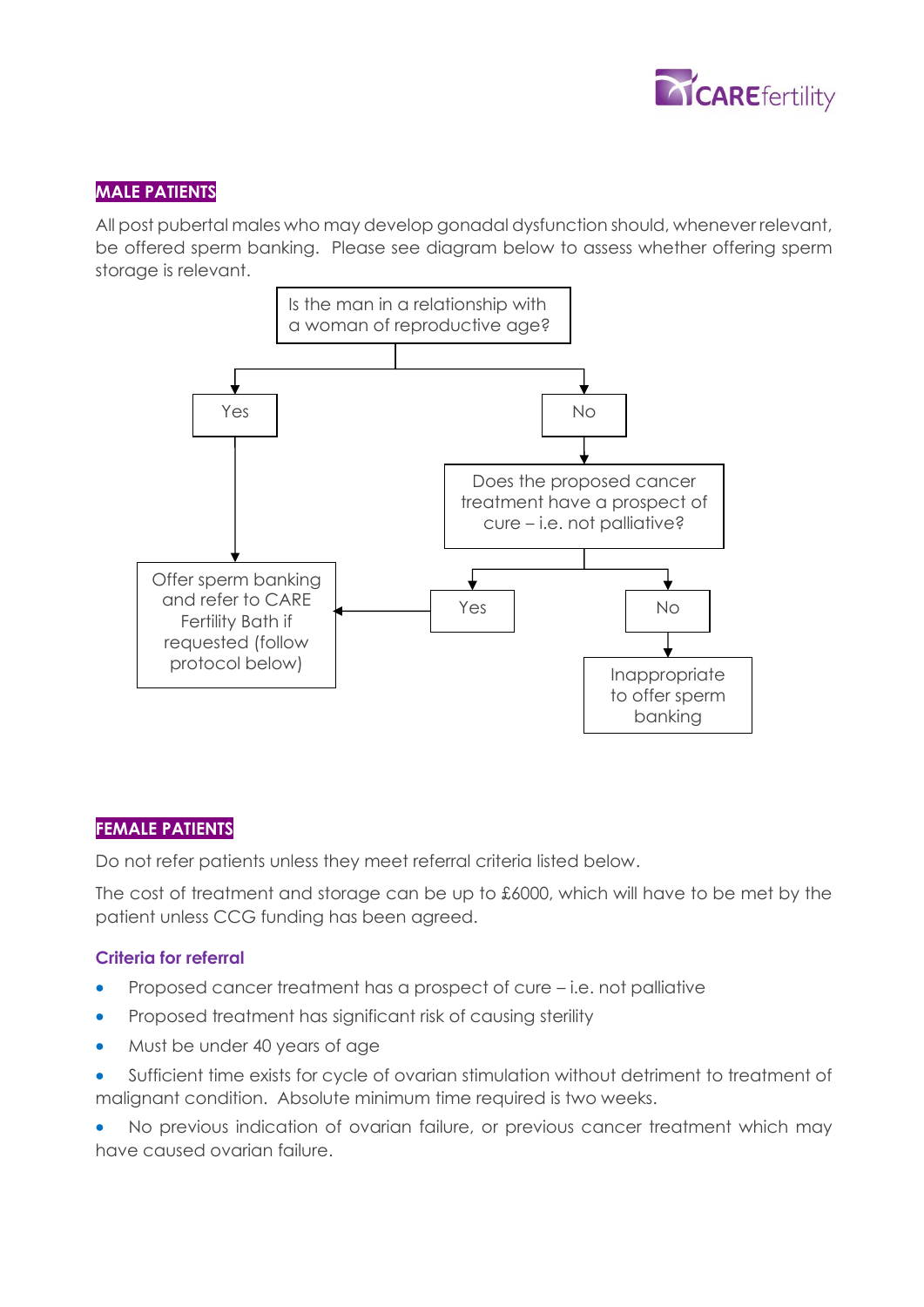## MALE PATIENTS

All post pubertal males who may develop gonadal dysfunction should, whenever relevant, be offered sperm banking. Please see diagram below to assess whether offering sperm storage is relevant.

Is the man in a relationship with a woman of reproductive age?

Yes

No

Does the proposed cancer treatment have a prospect of cure – i.e. not palliative?

Offer sperm banking and refer to CARE Fertility Bath if requested (follow protocol below)

Yes

No

Inappropriate to offer sperm banking

## FEMALE PATIENTS

Do not refer patients unless they meet referral criteria listed below.

The cost of treatment and storage can be up to £6000, which will have to be met by the patient unless CCG funding has been agreed.

### Criteria for referral

- Proposed cancer treatment has a prospect of cure – i.e. not palliative
- Proposed treatment has significant risk of causing sterility
- Must be under 40 years of age
- Sufficient time exists for cycle of ovarian stimulation without detriment to treatment of malignant condition. Absolute minimum time required is two weeks.
- No previous indication of ovarian failure, or previous cancer treatment which may have caused ovarian failure.